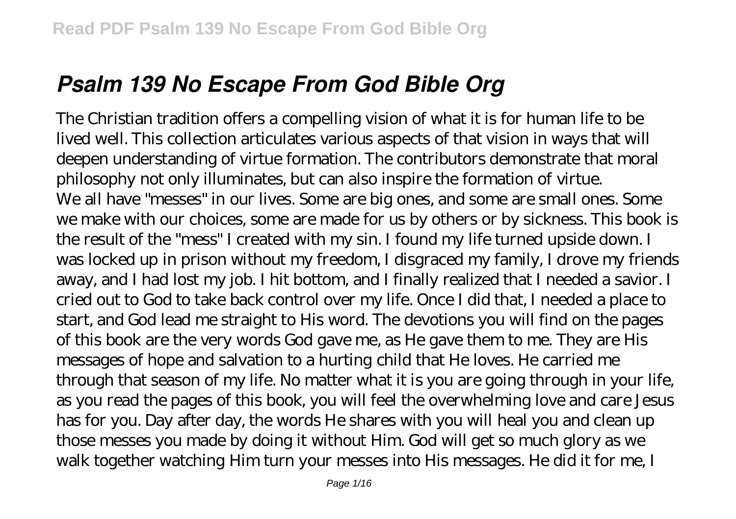# *Psalm 139 No Escape From God Bible Org*

The Christian tradition offers a compelling vision of what it is for human life to be lived well. This collection articulates various aspects of that vision in ways that will deepen understanding of virtue formation. The contributors demonstrate that moral philosophy not only illuminates, but can also inspire the formation of virtue.

We all have "messes" in our lives. Some are big ones, and some are small ones. Some we make with our choices, some are made for us by others or by sickness. This book is the result of the "mess" I created with my sin. I found my life turned upside down. I was locked up in prison without my freedom, I disgraced my family, I drove my friends away, and I had lost my job. I hit bottom, and I finally realized that I needed a savior. I cried out to God to take back control over my life. Once I did that, I needed a place to start, and God lead me straight to His word. The devotions you will find on the pages of this book are the very words God gave me, as He gave them to me. They are His messages of hope and salvation to a hurting child that He loves. He carried me through that season of my life. No matter what it is you are going through in your life, as you read the pages of this book, you will feel the overwhelming love and care Jesus has for you. Day after day, the words He shares with you will heal you and clean up those messes you made by doing it without Him. God will get so much glory as we walk together watching Him turn your messes into His messages. He did it for me, I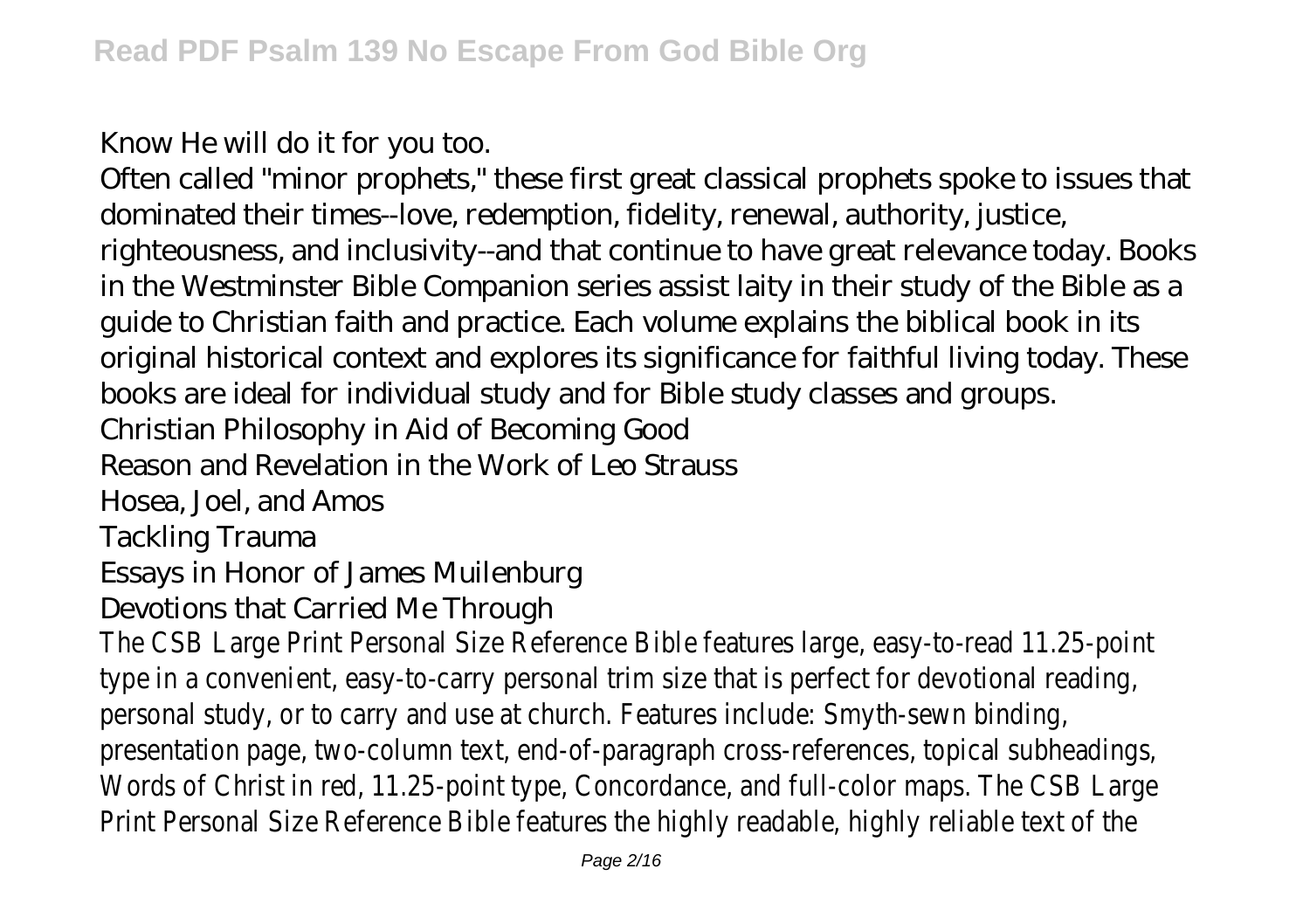Know He will do it for you too.

Often called "minor prophets," these first great classical prophets spoke to issues that dominated their times--love, redemption, fidelity, renewal, authority, justice, righteousness, and inclusivity--and that continue to have great relevance today. Books in the Westminster Bible Companion series assist laity in their study of the Bible as a guide to Christian faith and practice. Each volume explains the biblical book in its original historical context and explores its significance for faithful living today. These books are ideal for individual study and for Bible study classes and groups.

Christian Philosophy in Aid of Becoming Good

Reason and Revelation in the Work of Leo Strauss

Hosea, Joel, and Amos

Tackling Trauma

Essays in Honor of James Muilenburg

Devotions that Carried Me Through

The CSB Large Print Personal Size Reference Bible features large, easy-to-read 11.25-point type in a convenient, easy-to-carry personal trim size that is perfect for devotional reading, personal study, or to carry and use at church. Features include: Smyth-sewn binding, presentation page, two-column text, end-of-paragraph cross-references, topical subheadings, Words of Christ in red, 11.25-point type, Concordance, and full-color maps. The CSB Large Print Personal Size Reference Bible features the highly readable, highly reliable text of the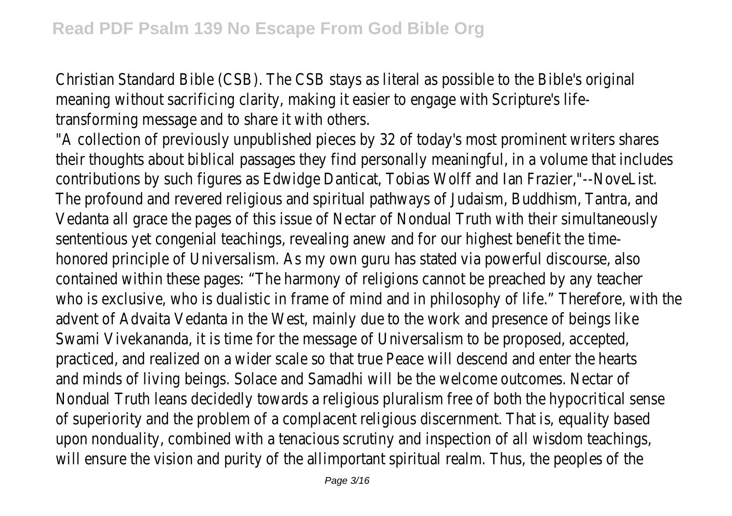Christian Standard Bible (CSB). The CSB stays as literal as possible to the Bible's original meaning without sacrificing clarity, making it easier to engage with Scripture's life-transforming message and to share it with others.

"A collection of previously unpublished pieces by 32 of today's most prominent writers shares their thoughts about biblical passages they find personally meaningful, in a volume that includes contributions by such figures as Edwidge Danticat, Tobias Wolff and Ian Frazier,"--NoveList.

The profound and revered religious and spiritual pathways of Judaism, Buddhism, Tantra, and Vedanta all grace the pages of this issue of Nectar of Nondual Truth with their simultaneously sententious yet congenial teachings, revealing anew and for our highest benefit the time-honored principle of Universalism. As my own guru has stated via powerful discourse, also contained within these pages: "The harmony of religions cannot be preached by any teacher who is exclusive, who is dualistic in frame of mind and in philosophy of life." Therefore, with the advent of Advaita Vedanta in the West, mainly due to the work and presence of beings like Swami Vivekananda, it is time for the message of Universalism to be proposed, accepted, practiced, and realized on a wider scale so that true Peace will descend and enter the hearts and minds of living beings. Solace and Samadhi will be the welcome outcomes. Nectar of Nondual Truth leans decidedly towards a religious pluralism free of both the hypocritical sense of superiority and the problem of a complacent religious discernment. That is, equality based upon nonduality, combined with a tenacious scrutiny and inspection of all wisdom teachings, will ensure the vision and purity of the allimportant spiritual realm. Thus, the peoples of the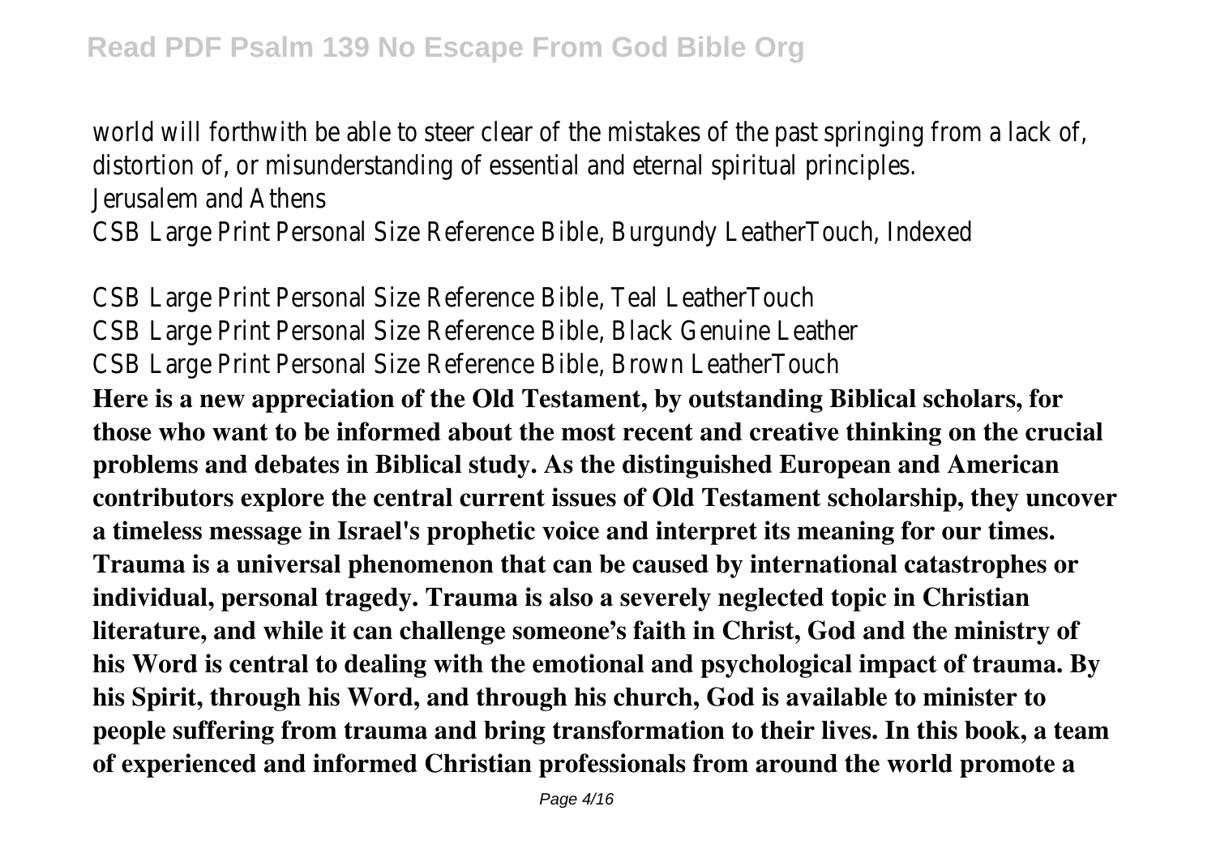world will forthwith be able to steer clear of the mistakes of the past springing from a lack of, distortion of, or misunderstanding of essential and eternal spiritual principles.

Jerusalem and Athens

CSB Large Print Personal Size Reference Bible, Burgundy LeatherTouch, Indexed

CSB Large Print Personal Size Reference Bible, Teal LeatherTouch

CSB Large Print Personal Size Reference Bible, Black Genuine Leather

CSB Large Print Personal Size Reference Bible, Brown LeatherTouch

**Here is a new appreciation of the Old Testament, by outstanding Biblical scholars, for those who want to be informed about the most recent and creative thinking on the crucial problems and debates in Biblical study. As the distinguished European and American contributors explore the central current issues of Old Testament scholarship, they uncover a timeless message in Israel's prophetic voice and interpret its meaning for our times.**

**Trauma is a universal phenomenon that can be caused by international catastrophes or individual, personal tragedy. Trauma is also a severely neglected topic in Christian literature, and while it can challenge someone's faith in Christ, God and the ministry of his Word is central to dealing with the emotional and psychological impact of trauma. By his Spirit, through his Word, and through his church, God is available to minister to people suffering from trauma and bring transformation to their lives. In this book, a team of experienced and informed Christian professionals from around the world promote a**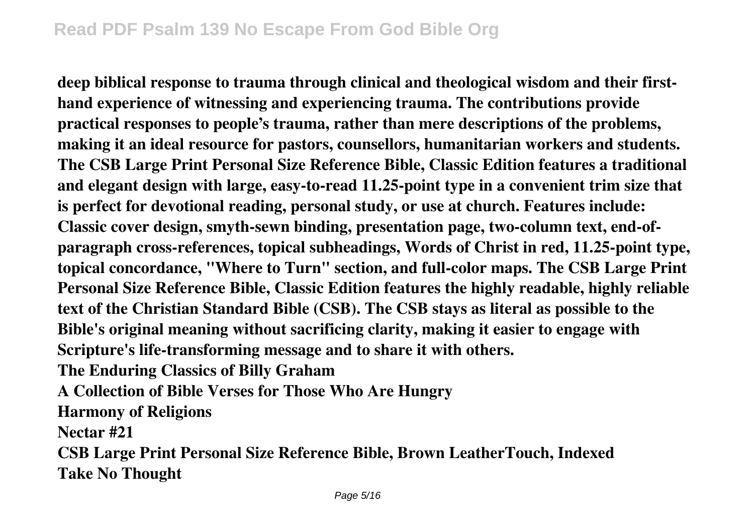**deep biblical response to trauma through clinical and theological wisdom and their first-hand experience of witnessing and experiencing trauma. The contributions provide practical responses to people's trauma, rather than mere descriptions of the problems, making it an ideal resource for pastors, counsellors, humanitarian workers and students. The CSB Large Print Personal Size Reference Bible, Classic Edition features a traditional and elegant design with large, easy-to-read 11.25-point type in a convenient trim size that is perfect for devotional reading, personal study, or use at church. Features include: Classic cover design, smyth-sewn binding, presentation page, two-column text, end-of-paragraph cross-references, topical subheadings, Words of Christ in red, 11.25-point type, topical concordance, "Where to Turn" section, and full-color maps. The CSB Large Print Personal Size Reference Bible, Classic Edition features the highly readable, highly reliable text of the Christian Standard Bible (CSB). The CSB stays as literal as possible to the Bible's original meaning without sacrificing clarity, making it easier to engage with Scripture's life-transforming message and to share it with others.**

**The Enduring Classics of Billy Graham**

**A Collection of Bible Verses for Those Who Are Hungry**

**Harmony of Religions**

**Nectar #21**

**CSB Large Print Personal Size Reference Bible, Brown LeatherTouch, Indexed**

**Take No Thought**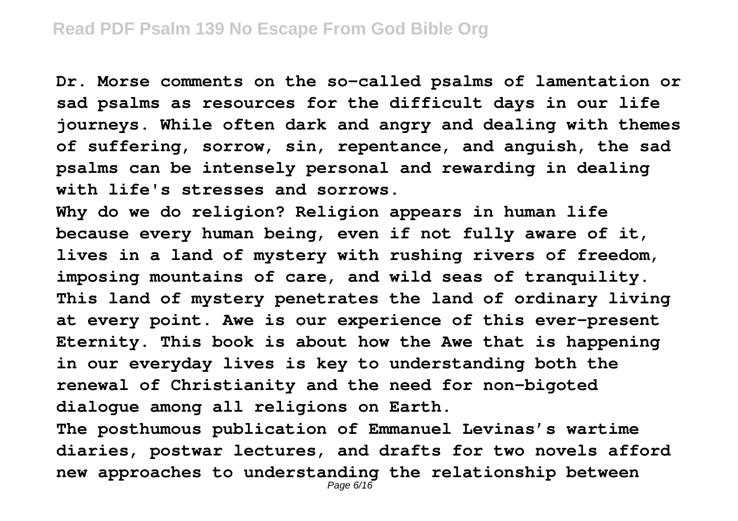**Dr. Morse comments on the so-called psalms of lamentation or sad psalms as resources for the difficult days in our life journeys. While often dark and angry and dealing with themes of suffering, sorrow, sin, repentance, and anguish, the sad psalms can be intensely personal and rewarding in dealing with life's stresses and sorrows.**

**Why do we do religion? Religion appears in human life because every human being, even if not fully aware of it, lives in a land of mystery with rushing rivers of freedom, imposing mountains of care, and wild seas of tranquility. This land of mystery penetrates the land of ordinary living at every point. Awe is our experience of this ever-present Eternity. This book is about how the Awe that is happening in our everyday lives is key to understanding both the renewal of Christianity and the need for non-bigoted dialogue among all religions on Earth.**

**The posthumous publication of Emmanuel Levinas's wartime diaries, postwar lectures, and drafts for two novels afford new approaches to understanding the relationship between**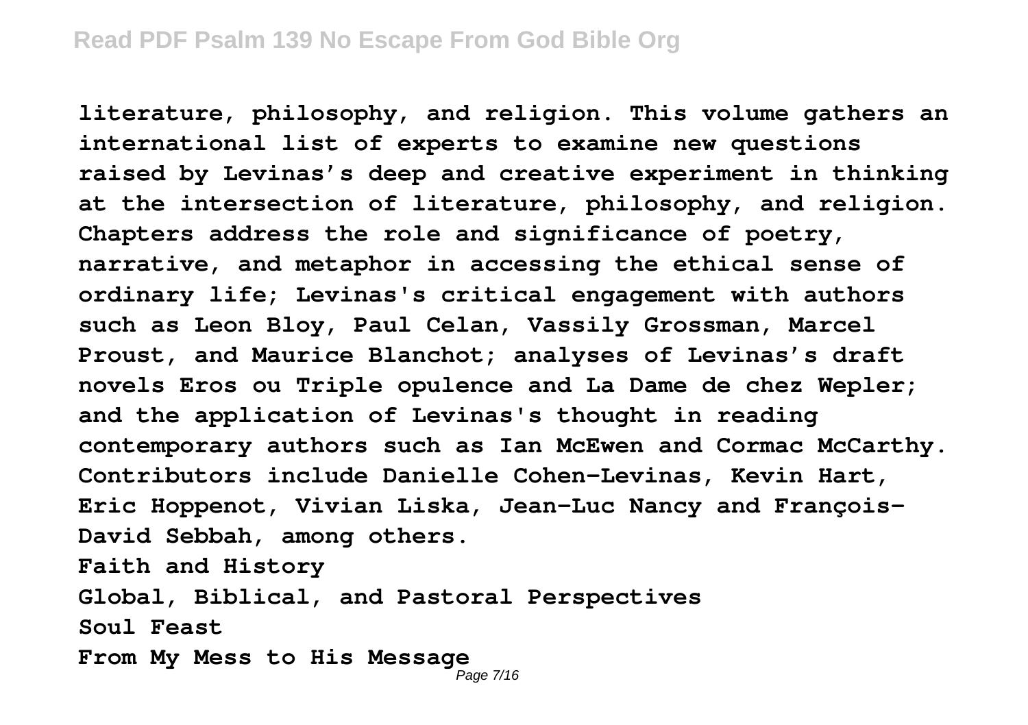literature, philosophy, and religion. This volume gathers an international list of experts to examine new questions raised by Levinas's deep and creative experiment in thinking at the intersection of literature, philosophy, and religion. Chapters address the role and significance of poetry, narrative, and metaphor in accessing the ethical sense of ordinary life; Levinas's critical engagement with authors such as Leon Bloy, Paul Celan, Vassily Grossman, Marcel Proust, and Maurice Blanchot; analyses of Levinas's draft novels Eros ou Triple opulence and La Dame de chez Wepler; and the application of Levinas's thought in reading contemporary authors such as Ian McEwen and Cormac McCarthy. Contributors include Danielle Cohen-Levinas, Kevin Hart, Eric Hoppenot, Vivian Liska, Jean-Luc Nancy and François-David Sebbah, among others.

Faith and History

Global, Biblical, and Pastoral Perspectives

Soul Feast

From My Mess to His Message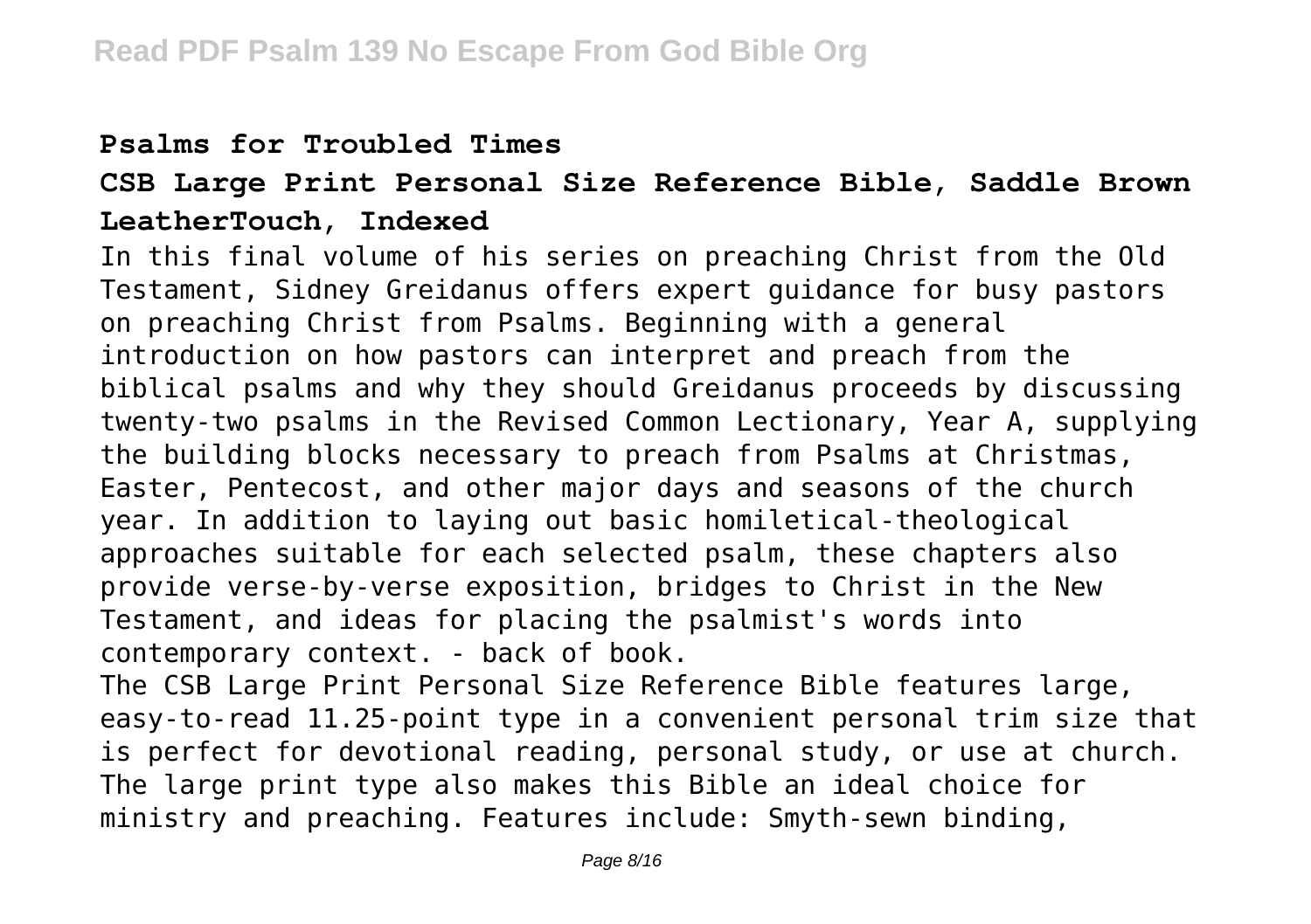**Psalms for Troubled Times**

**CSB Large Print Personal Size Reference Bible, Saddle Brown LeatherTouch, Indexed**

In this final volume of his series on preaching Christ from the Old Testament, Sidney Greidanus offers expert guidance for busy pastors on preaching Christ from Psalms. Beginning with a general introduction on how pastors can interpret and preach from the biblical psalms and why they should Greidanus proceeds by discussing twenty-two psalms in the Revised Common Lectionary, Year A, supplying the building blocks necessary to preach from Psalms at Christmas, Easter, Pentecost, and other major days and seasons of the church year. In addition to laying out basic homiletical-theological approaches suitable for each selected psalm, these chapters also provide verse-by-verse exposition, bridges to Christ in the New Testament, and ideas for placing the psalmist's words into contemporary context. - back of book.

The CSB Large Print Personal Size Reference Bible features large, easy-to-read 11.25-point type in a convenient personal trim size that is perfect for devotional reading, personal study, or use at church. The large print type also makes this Bible an ideal choice for ministry and preaching. Features include: Smyth-sewn binding,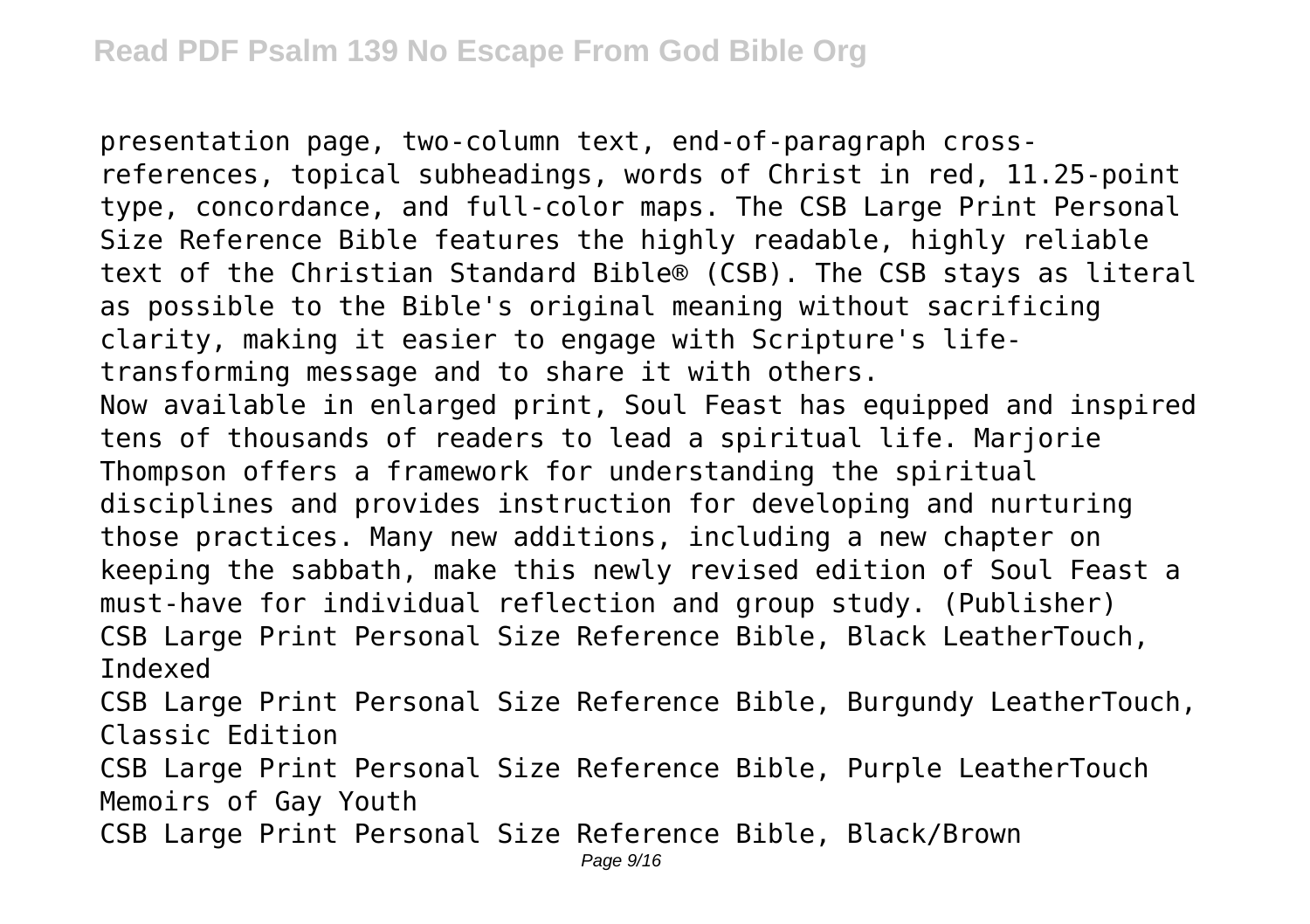presentation page, two-column text, end-of-paragraph cross-references, topical subheadings, words of Christ in red, 11.25-point type, concordance, and full-color maps. The CSB Large Print Personal Size Reference Bible features the highly readable, highly reliable text of the Christian Standard Bible® (CSB). The CSB stays as literal as possible to the Bible's original meaning without sacrificing clarity, making it easier to engage with Scripture's life-transforming message and to share it with others.

Now available in enlarged print, Soul Feast has equipped and inspired tens of thousands of readers to lead a spiritual life. Marjorie Thompson offers a framework for understanding the spiritual disciplines and provides instruction for developing and nurturing those practices. Many new additions, including a new chapter on keeping the sabbath, make this newly revised edition of Soul Feast a must-have for individual reflection and group study. (Publisher)

CSB Large Print Personal Size Reference Bible, Black LeatherTouch, Indexed

CSB Large Print Personal Size Reference Bible, Burgundy LeatherTouch, Classic Edition

CSB Large Print Personal Size Reference Bible, Purple LeatherTouch

Memoirs of Gay Youth

CSB Large Print Personal Size Reference Bible, Black/Brown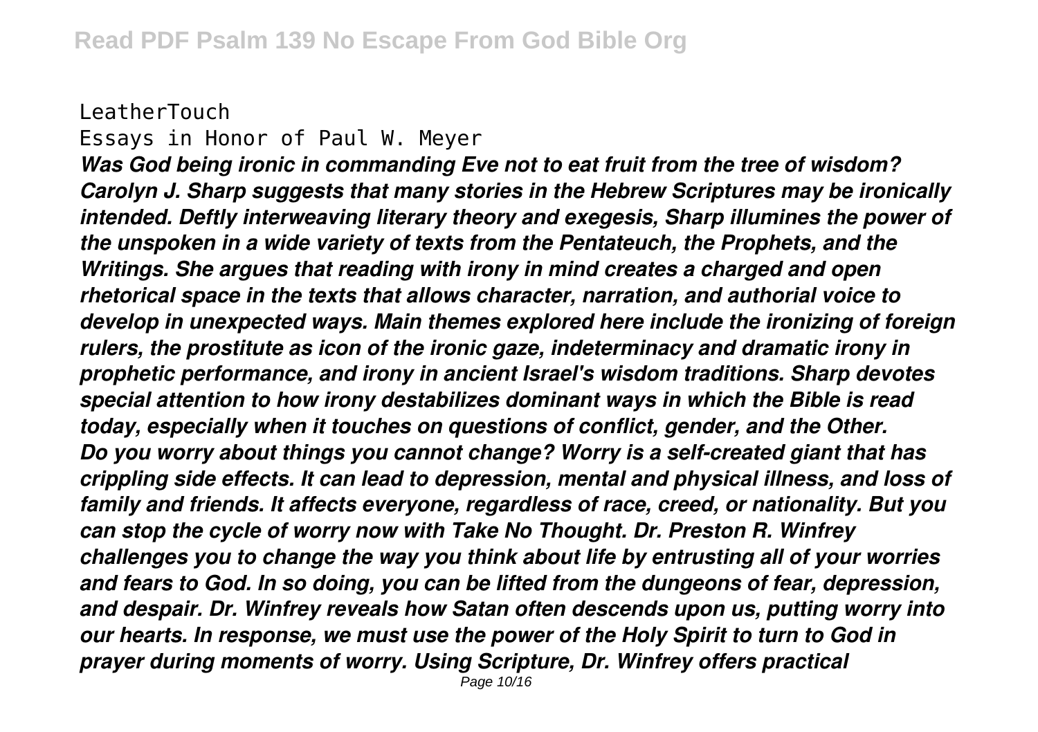LeatherTouch

Essays in Honor of Paul W. Meyer

***Was God being ironic in commanding Eve not to eat fruit from the tree of wisdom? Carolyn J. Sharp suggests that many stories in the Hebrew Scriptures may be ironically intended. Deftly interweaving literary theory and exegesis, Sharp illumines the power of the unspoken in a wide variety of texts from the Pentateuch, the Prophets, and the Writings. She argues that reading with irony in mind creates a charged and open rhetorical space in the texts that allows character, narration, and authorial voice to develop in unexpected ways. Main themes explored here include the ironizing of foreign rulers, the prostitute as icon of the ironic gaze, indeterminacy and dramatic irony in prophetic performance, and irony in ancient Israel's wisdom traditions. Sharp devotes special attention to how irony destabilizes dominant ways in which the Bible is read today, especially when it touches on questions of conflict, gender, and the Other.***

***Do you worry about things you cannot change? Worry is a self-created giant that has crippling side effects. It can lead to depression, mental and physical illness, and loss of family and friends. It affects everyone, regardless of race, creed, or nationality. But you can stop the cycle of worry now with Take No Thought. Dr. Preston R. Winfrey challenges you to change the way you think about life by entrusting all of your worries and fears to God. In so doing, you can be lifted from the dungeons of fear, depression, and despair. Dr. Winfrey reveals how Satan often descends upon us, putting worry into our hearts. In response, we must use the power of the Holy Spirit to turn to God in prayer during moments of worry. Using Scripture, Dr. Winfrey offers practical***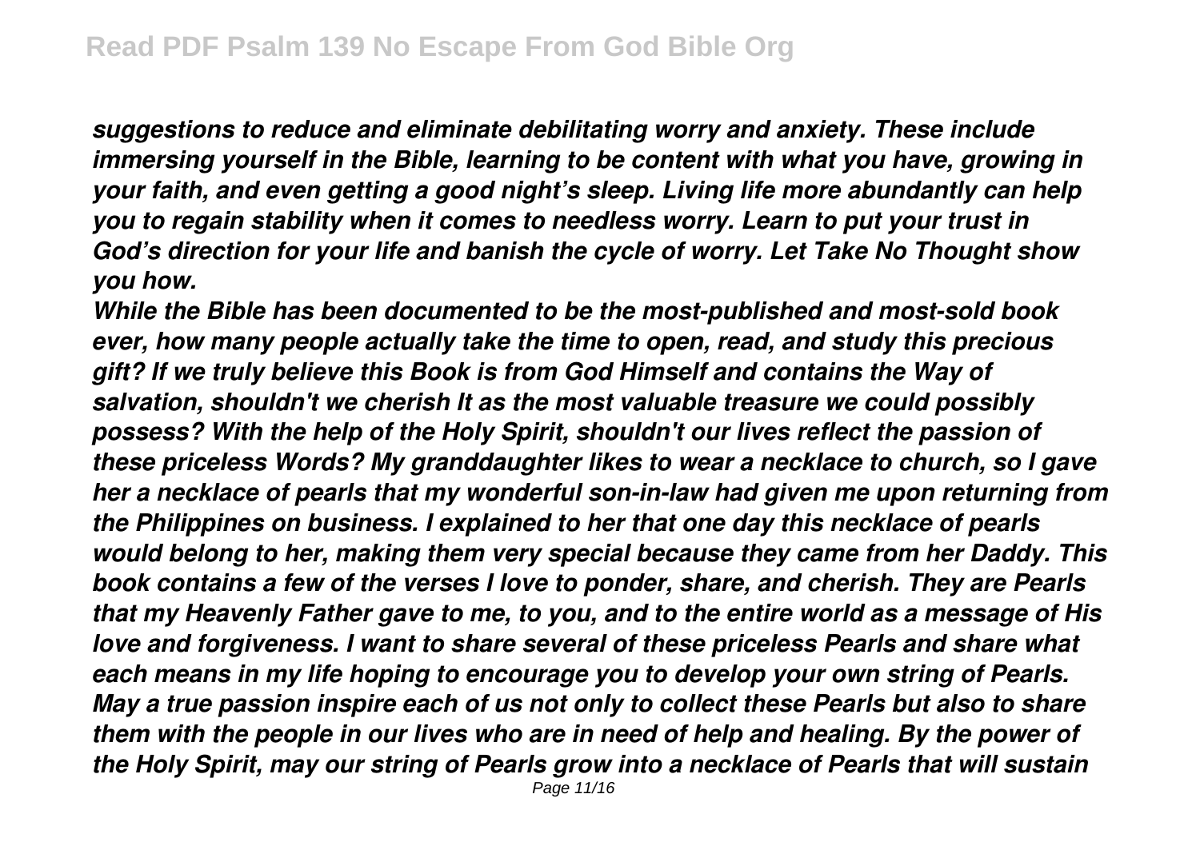*suggestions to reduce and eliminate debilitating worry and anxiety. These include immersing yourself in the Bible, learning to be content with what you have, growing in your faith, and even getting a good night's sleep. Living life more abundantly can help you to regain stability when it comes to needless worry. Learn to put your trust in God's direction for your life and banish the cycle of worry. Let Take No Thought show you how.*

*While the Bible has been documented to be the most-published and most-sold book ever, how many people actually take the time to open, read, and study this precious gift? If we truly believe this Book is from God Himself and contains the Way of salvation, shouldn't we cherish It as the most valuable treasure we could possibly possess? With the help of the Holy Spirit, shouldn't our lives reflect the passion of these priceless Words? My granddaughter likes to wear a necklace to church, so I gave her a necklace of pearls that my wonderful son-in-law had given me upon returning from the Philippines on business. I explained to her that one day this necklace of pearls would belong to her, making them very special because they came from her Daddy. This book contains a few of the verses I love to ponder, share, and cherish. They are Pearls that my Heavenly Father gave to me, to you, and to the entire world as a message of His love and forgiveness. I want to share several of these priceless Pearls and share what each means in my life hoping to encourage you to develop your own string of Pearls. May a true passion inspire each of us not only to collect these Pearls but also to share them with the people in our lives who are in need of help and healing. By the power of the Holy Spirit, may our string of Pearls grow into a necklace of Pearls that will sustain*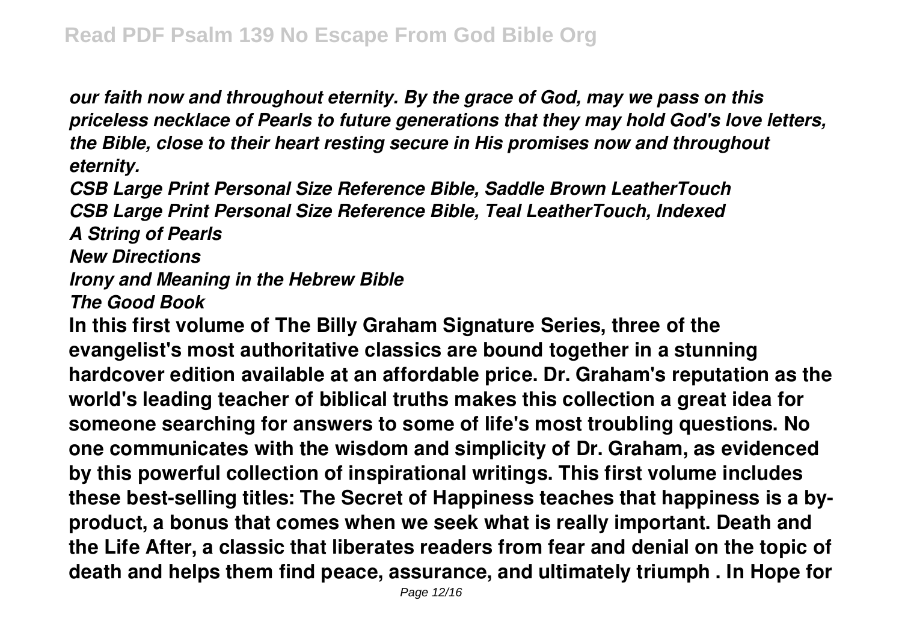*our faith now and throughout eternity. By the grace of God, may we pass on this priceless necklace of Pearls to future generations that they may hold God's love letters, the Bible, close to their heart resting secure in His promises now and throughout eternity.*

*CSB Large Print Personal Size Reference Bible, Saddle Brown LeatherTouch*
*CSB Large Print Personal Size Reference Bible, Teal LeatherTouch, Indexed*
*A String of Pearls*
*New Directions*
*Irony and Meaning in the Hebrew Bible*
*The Good Book*

**In this first volume of The Billy Graham Signature Series, three of the evangelist's most authoritative classics are bound together in a stunning hardcover edition available at an affordable price. Dr. Graham's reputation as the world's leading teacher of biblical truths makes this collection a great idea for someone searching for answers to some of life's most troubling questions. No one communicates with the wisdom and simplicity of Dr. Graham, as evidenced by this powerful collection of inspirational writings. This first volume includes these best-selling titles: The Secret of Happiness teaches that happiness is a by-product, a bonus that comes when we seek what is really important. Death and the Life After, a classic that liberates readers from fear and denial on the topic of death and helps them find peace, assurance, and ultimately triumph . In Hope for**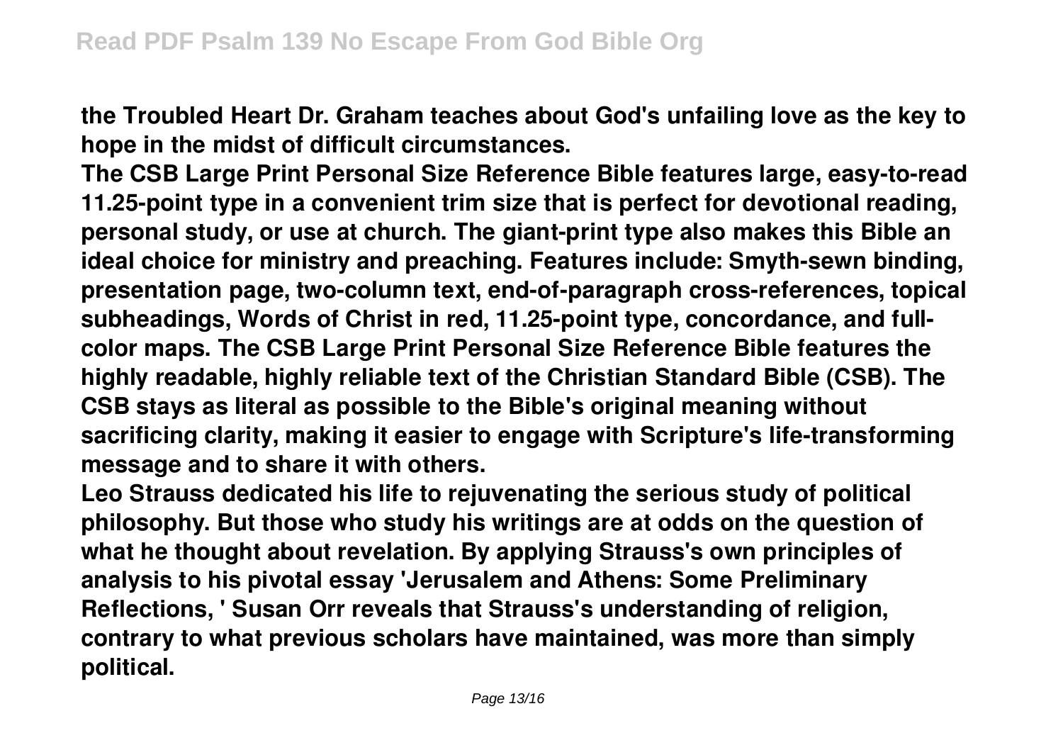**the Troubled Heart Dr. Graham teaches about God's unfailing love as the key to hope in the midst of difficult circumstances.**

**The CSB Large Print Personal Size Reference Bible features large, easy-to-read 11.25-point type in a convenient trim size that is perfect for devotional reading, personal study, or use at church. The giant-print type also makes this Bible an ideal choice for ministry and preaching. Features include: Smyth-sewn binding, presentation page, two-column text, end-of-paragraph cross-references, topical subheadings, Words of Christ in red, 11.25-point type, concordance, and full-color maps. The CSB Large Print Personal Size Reference Bible features the highly readable, highly reliable text of the Christian Standard Bible (CSB). The CSB stays as literal as possible to the Bible's original meaning without sacrificing clarity, making it easier to engage with Scripture's life-transforming message and to share it with others.**

**Leo Strauss dedicated his life to rejuvenating the serious study of political philosophy. But those who study his writings are at odds on the question of what he thought about revelation. By applying Strauss's own principles of analysis to his pivotal essay 'Jerusalem and Athens: Some Preliminary Reflections, ' Susan Orr reveals that Strauss's understanding of religion, contrary to what previous scholars have maintained, was more than simply political.**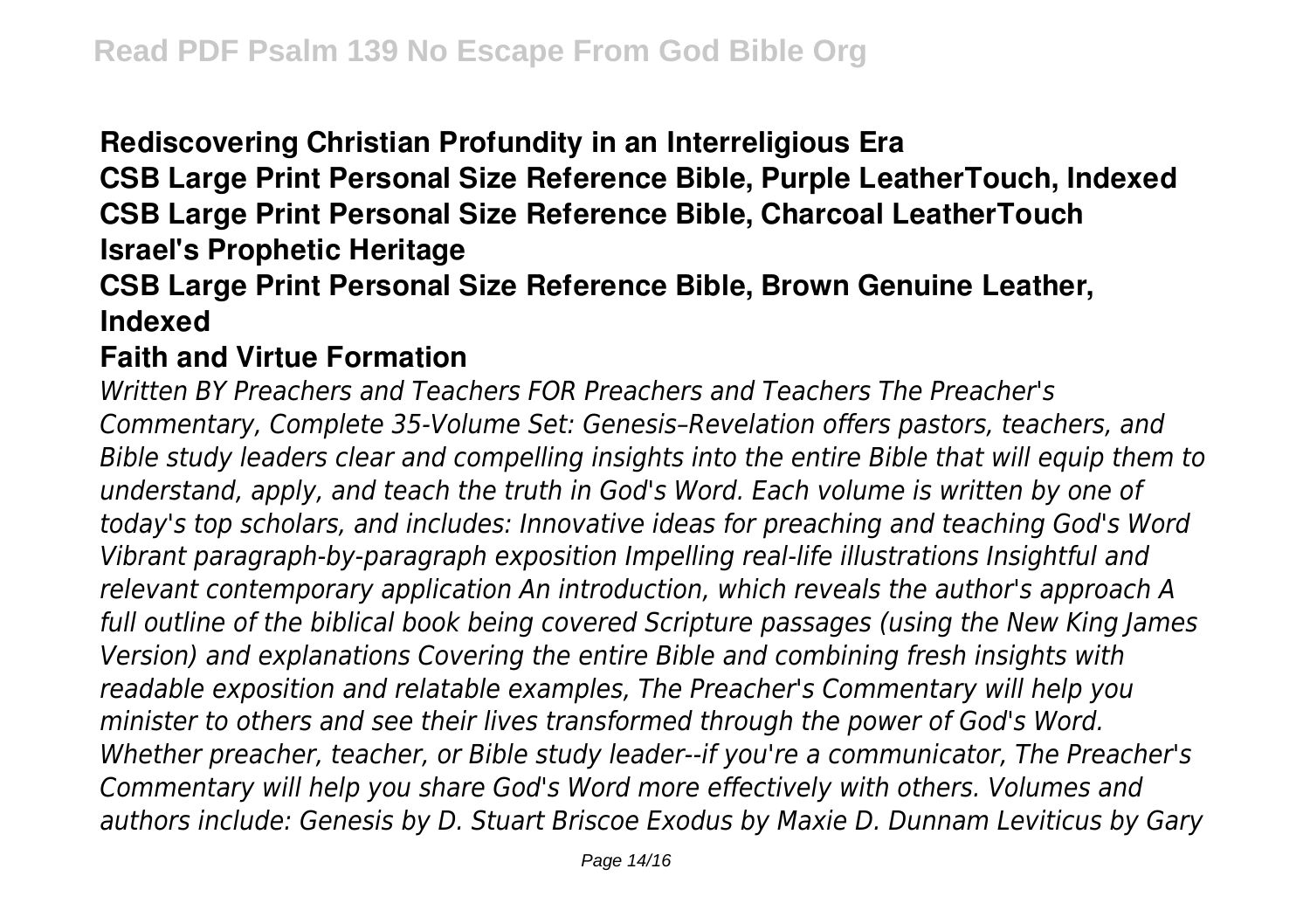**Rediscovering Christian Profundity in an Interreligious Era**
**CSB Large Print Personal Size Reference Bible, Purple LeatherTouch, Indexed**
**CSB Large Print Personal Size Reference Bible, Charcoal LeatherTouch**
**Israel's Prophetic Heritage**
**CSB Large Print Personal Size Reference Bible, Brown Genuine Leather, Indexed**
**Faith and Virtue Formation**

*Written BY Preachers and Teachers FOR Preachers and Teachers The Preacher's Commentary, Complete 35-Volume Set: Genesis–Revelation offers pastors, teachers, and Bible study leaders clear and compelling insights into the entire Bible that will equip them to understand, apply, and teach the truth in God's Word. Each volume is written by one of today's top scholars, and includes: Innovative ideas for preaching and teaching God's Word Vibrant paragraph-by-paragraph exposition Impelling real-life illustrations Insightful and relevant contemporary application An introduction, which reveals the author's approach A full outline of the biblical book being covered Scripture passages (using the New King James Version) and explanations Covering the entire Bible and combining fresh insights with readable exposition and relatable examples, The Preacher's Commentary will help you minister to others and see their lives transformed through the power of God's Word. Whether preacher, teacher, or Bible study leader--if you're a communicator, The Preacher's Commentary will help you share God's Word more effectively with others. Volumes and authors include: Genesis by D. Stuart Briscoe Exodus by Maxie D. Dunnam Leviticus by Gary*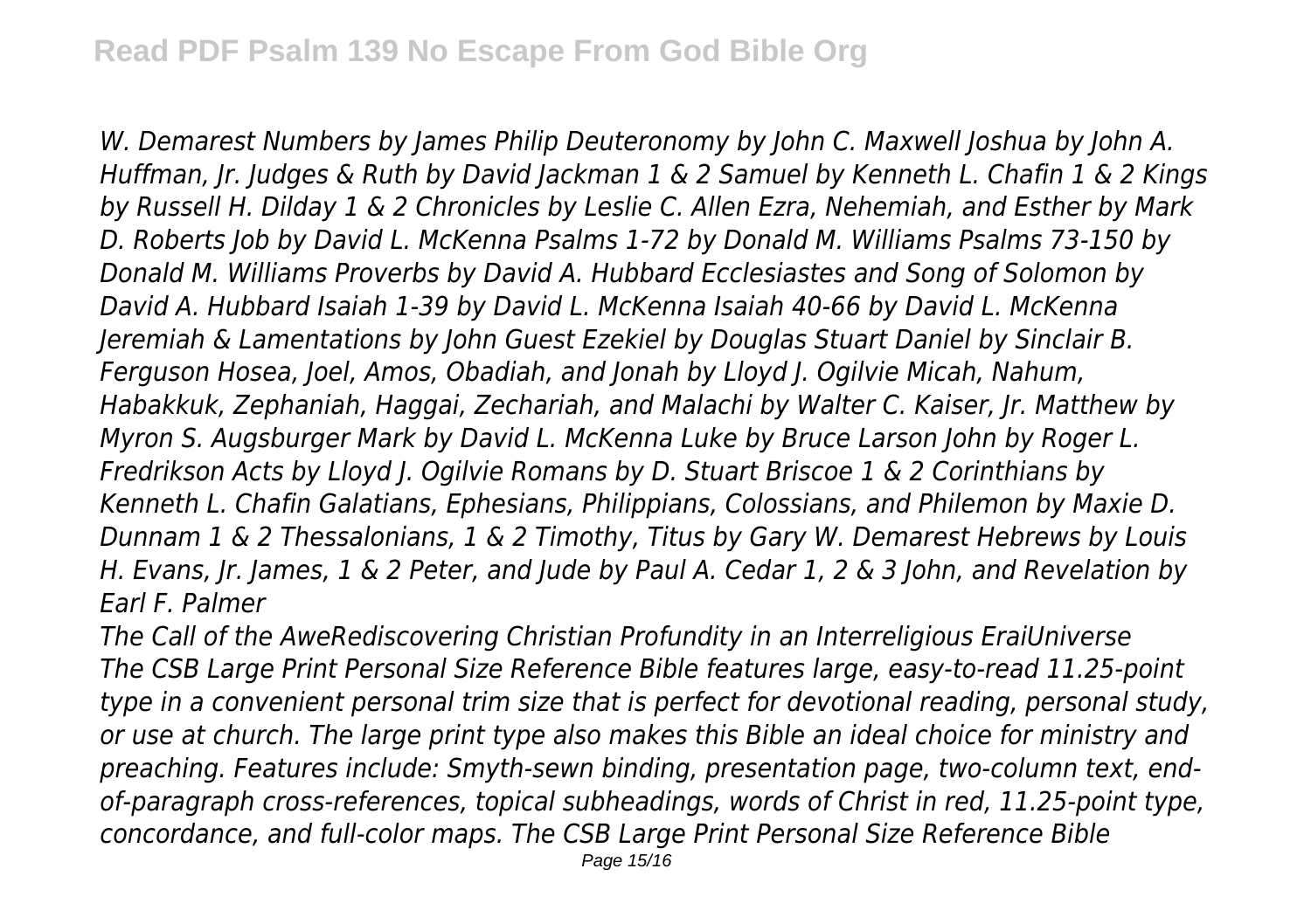*W. Demarest Numbers by James Philip Deuteronomy by John C. Maxwell Joshua by John A. Huffman, Jr. Judges & Ruth by David Jackman 1 & 2 Samuel by Kenneth L. Chafin 1 & 2 Kings by Russell H. Dilday 1 & 2 Chronicles by Leslie C. Allen Ezra, Nehemiah, and Esther by Mark D. Roberts Job by David L. McKenna Psalms 1-72 by Donald M. Williams Psalms 73-150 by Donald M. Williams Proverbs by David A. Hubbard Ecclesiastes and Song of Solomon by David A. Hubbard Isaiah 1-39 by David L. McKenna Isaiah 40-66 by David L. McKenna Jeremiah & Lamentations by John Guest Ezekiel by Douglas Stuart Daniel by Sinclair B. Ferguson Hosea, Joel, Amos, Obadiah, and Jonah by Lloyd J. Ogilvie Micah, Nahum, Habakkuk, Zephaniah, Haggai, Zechariah, and Malachi by Walter C. Kaiser, Jr. Matthew by Myron S. Augsburger Mark by David L. McKenna Luke by Bruce Larson John by Roger L. Fredrikson Acts by Lloyd J. Ogilvie Romans by D. Stuart Briscoe 1 & 2 Corinthians by Kenneth L. Chafin Galatians, Ephesians, Philippians, Colossians, and Philemon by Maxie D. Dunnam 1 & 2 Thessalonians, 1 & 2 Timothy, Titus by Gary W. Demarest Hebrews by Louis H. Evans, Jr. James, 1 & 2 Peter, and Jude by Paul A. Cedar 1, 2 & 3 John, and Revelation by Earl F. Palmer*

*The Call of the AweRediscovering Christian Profundity in an Interreligious EraiUniverse*

*The CSB Large Print Personal Size Reference Bible features large, easy-to-read 11.25-point type in a convenient personal trim size that is perfect for devotional reading, personal study, or use at church. The large print type also makes this Bible an ideal choice for ministry and preaching. Features include: Smyth-sewn binding, presentation page, two-column text, end-of-paragraph cross-references, topical subheadings, words of Christ in red, 11.25-point type, concordance, and full-color maps. The CSB Large Print Personal Size Reference Bible*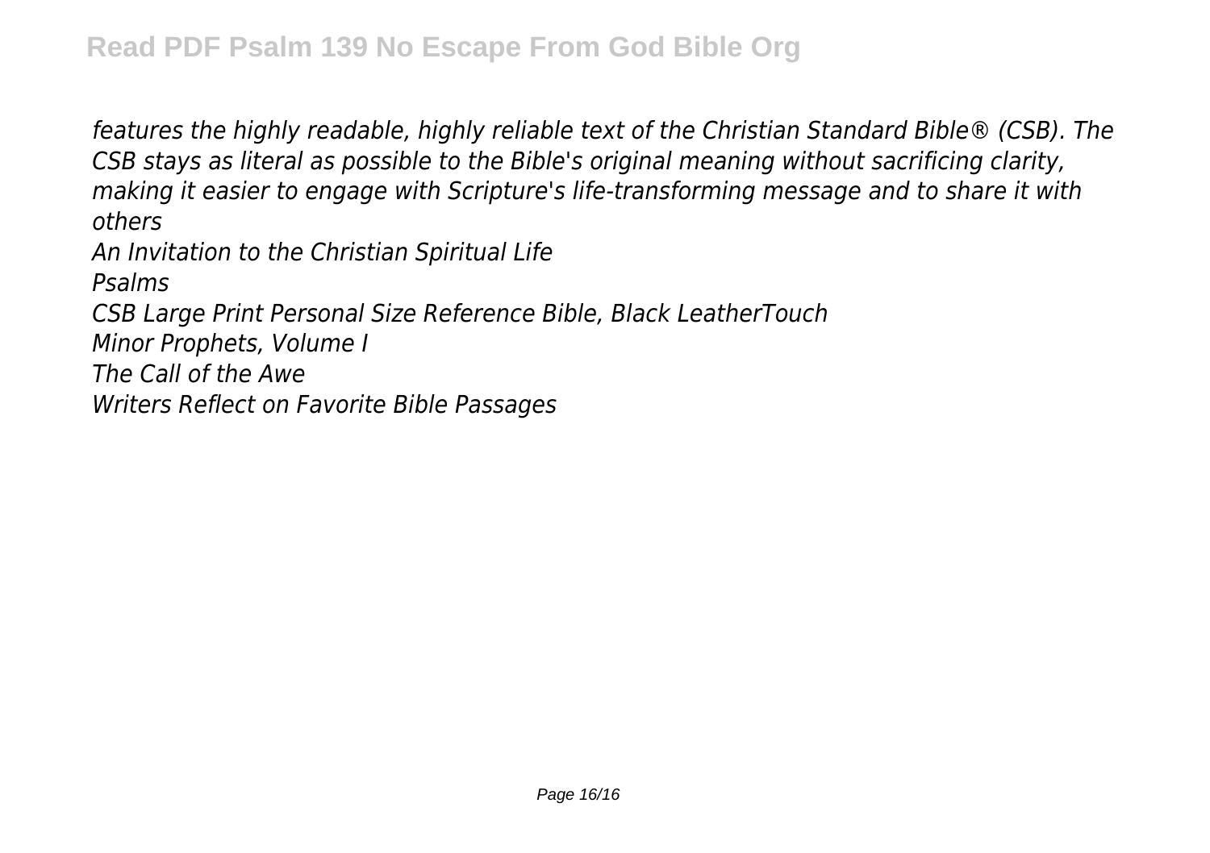*features the highly readable, highly reliable text of the Christian Standard Bible® (CSB). The CSB stays as literal as possible to the Bible's original meaning without sacrificing clarity, making it easier to engage with Scripture's life-transforming message and to share it with others*

*An Invitation to the Christian Spiritual Life*

*Psalms*

*CSB Large Print Personal Size Reference Bible, Black LeatherTouch*

*Minor Prophets, Volume I*

*The Call of the Awe*

*Writers Reflect on Favorite Bible Passages*